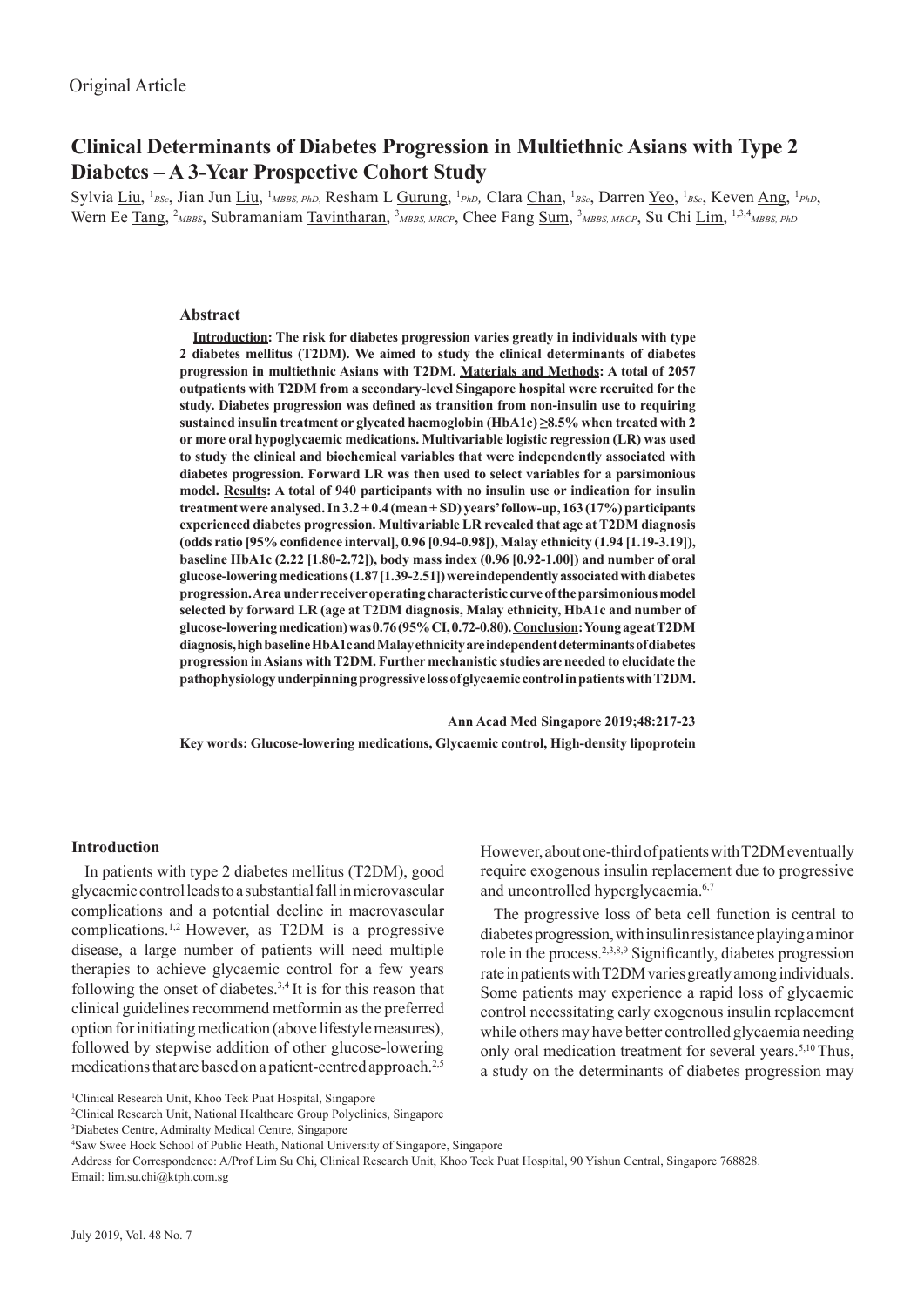Original Article

# Clinical Determinants of Diabetes Progression in Multiethnic Asians with Type 2 Diabetes – A 3-Year Prospective Cohort Study

Sylvia Liu, [1]*BSc*, Jian Jun Liu, [1]*MBBS, PhD*, Resham L Gurung, [1]*PhD*, Clara Chan, [1]*BSc*, Darren Yeo, [1]*BSc*, Keven Ang, [1]*PhD*, Wern Ee Tang, [2]*MBBS*, Subramaniam Tavintharan, [3]*MBBS, MRCP*, Chee Fang Sum, [3]*MBBS, MRCP*, Su Chi Lim, [1,3,4]*MBBS, PhD*

## Abstract

**Introduction: The risk for diabetes progression varies greatly in individuals with type 2 diabetes mellitus (T2DM). We aimed to study the clinical determinants of diabetes progression in multiethnic Asians with T2DM. Materials and Methods: A total of 2057 outpatients with T2DM from a secondary-level Singapore hospital were recruited for the study. Diabetes progression was defined as transition from non-insulin use to requiring sustained insulin treatment or glycated haemoglobin (HbA1c) ≥8.5% when treated with 2 or more oral hypoglycaemic medications. Multivariable logistic regression (LR) was used to study the clinical and biochemical variables that were independently associated with diabetes progression. Forward LR was then used to select variables for a parsimonious model. Results: A total of 940 participants with no insulin use or indication for insulin treatment were analysed. In 3.2 ± 0.4 (mean ± SD) years' follow-up, 163 (17%) participants experienced diabetes progression. Multivariable LR revealed that age at T2DM diagnosis (odds ratio [95% confidence interval], 0.96 [0.94-0.98]), Malay ethnicity (1.94 [1.19-3.19]), baseline HbA1c (2.22 [1.80-2.72]), body mass index (0.96 [0.92-1.00]) and number of oral glucose-lowering medications (1.87 [1.39-2.51]) were independently associated with diabetes progression. Area under receiver operating characteristic curve of the parsimonious model selected by forward LR (age at T2DM diagnosis, Malay ethnicity, HbA1c and number of glucose-lowering medication) was 0.76 (95% CI, 0.72-0.80). Conclusion: Young age at T2DM diagnosis, high baseline HbA1c and Malay ethnicity are independent determinants of diabetes progression in Asians with T2DM. Further mechanistic studies are needed to elucidate the pathophysiology underpinning progressive loss of glycaemic control in patients with T2DM.**

**Ann Acad Med Singapore 2019;48:217-23**

**Key words: Glucose-lowering medications, Glycaemic control, High-density lipoprotein**

## Introduction

In patients with type 2 diabetes mellitus (T2DM), good glycaemic control leads to a substantial fall in microvascular complications and a potential decline in macrovascular complications.[1,2] However, as T2DM is a progressive disease, a large number of patients will need multiple therapies to achieve glycaemic control for a few years following the onset of diabetes.[3,4] It is for this reason that clinical guidelines recommend metformin as the preferred option for initiating medication (above lifestyle measures), followed by stepwise addition of other glucose-lowering medications that are based on a patient-centred approach.[2,5] However, about one-third of patients with T2DM eventually require exogenous insulin replacement due to progressive and uncontrolled hyperglycaemia.[6,7]

The progressive loss of beta cell function is central to diabetes progression, with insulin resistance playing a minor role in the process.[2,3,8,9] Significantly, diabetes progression rate in patients with T2DM varies greatly among individuals. Some patients may experience a rapid loss of glycaemic control necessitating early exogenous insulin replacement while others may have better controlled glycaemia needing only oral medication treatment for several years.[5,10] Thus, a study on the determinants of diabetes progression may

[1]Clinical Research Unit, Khoo Teck Puat Hospital, Singapore

[2]Clinical Research Unit, National Healthcare Group Polyclinics, Singapore

[3]Diabetes Centre, Admiralty Medical Centre, Singapore

[4]Saw Swee Hock School of Public Heath, National University of Singapore, Singapore

Address for Correspondence: A/Prof Lim Su Chi, Clinical Research Unit, Khoo Teck Puat Hospital, 90 Yishun Central, Singapore 768828.
Email: lim.su.chi@ktph.com.sg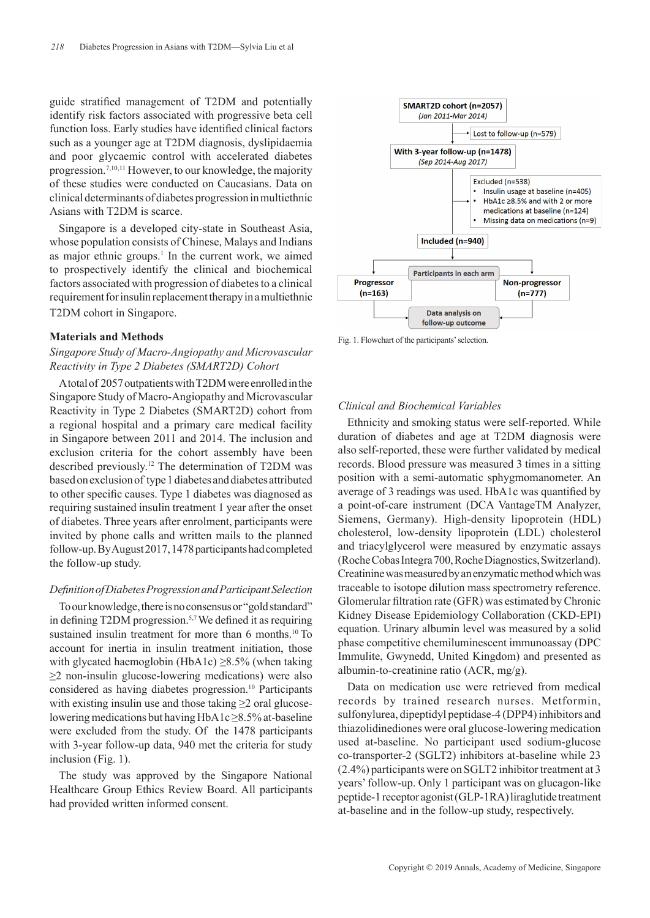guide stratified management of T2DM and potentially identify risk factors associated with progressive beta cell function loss. Early studies have identified clinical factors such as a younger age at T2DM diagnosis, dyslipidaemia and poor glycaemic control with accelerated diabetes progression.[7,10,11] However, to our knowledge, the majority of these studies were conducted on Caucasians. Data on clinical determinants of diabetes progression in multiethnic Asians with T2DM is scarce.

Singapore is a developed city-state in Southeast Asia, whose population consists of Chinese, Malays and Indians as major ethnic groups.[1] In the current work, we aimed to prospectively identify the clinical and biochemical factors associated with progression of diabetes to a clinical requirement for insulin replacement therapy in a multiethnic T2DM cohort in Singapore.

## Materials and Methods

### *Singapore Study of Macro-Angiopathy and Microvascular Reactivity in Type 2 Diabetes (SMART2D) Cohort*

A total of 2057 outpatients with T2DM were enrolled in the Singapore Study of Macro-Angiopathy and Microvascular Reactivity in Type 2 Diabetes (SMART2D) cohort from a regional hospital and a primary care medical facility in Singapore between 2011 and 2014. The inclusion and exclusion criteria for the cohort assembly have been described previously.[12] The determination of T2DM was based on exclusion of type 1 diabetes and diabetes attributed to other specific causes. Type 1 diabetes was diagnosed as requiring sustained insulin treatment 1 year after the onset of diabetes. Three years after enrolment, participants were invited by phone calls and written mails to the planned follow-up. By August 2017, 1478 participants had completed the follow-up study.

### *Definition of Diabetes Progression and Participant Selection*

To our knowledge, there is no consensus or "gold standard" in defining T2DM progression.[5,7] We defined it as requiring sustained insulin treatment for more than 6 months.[10] To account for inertia in insulin treatment initiation, those with glycated haemoglobin (HbA1c) ≥8.5% (when taking ≥2 non-insulin glucose-lowering medications) were also considered as having diabetes progression.[10] Participants with existing insulin use and those taking ≥2 oral glucose-lowering medications but having HbA1c ≥8.5% at-baseline were excluded from the study. Of the 1478 participants with 3-year follow-up data, 940 met the criteria for study inclusion (Fig. 1).

The study was approved by the Singapore National Healthcare Group Ethics Review Board. All participants had provided written informed consent.

SMART2D cohort (n=2057)
(Jan 2011-Mar 2014)
Lost to follow-up (n=579)
With 3-year follow-up (n=1478)
(Sep 2014-Aug 2017)
Excluded (n=538)
- Insulin usage at baseline (n=405)
- HbA1c ≥8.5% and with 2 or more medications at baseline (n=124)
- Missing data on medications (n=9)
Included (n=940)
Participants in each arm
Progressor (n=163)
Non-progressor (n=777)
Data analysis on follow-up outcome

Fig. 1. Flowchart of the participants' selection.

### *Clinical and Biochemical Variables*

Ethnicity and smoking status were self-reported. While duration of diabetes and age at T2DM diagnosis were also self-reported, these were further validated by medical records. Blood pressure was measured 3 times in a sitting position with a semi-automatic sphygmomanometer. An average of 3 readings was used. HbA1c was quantified by a point-of-care instrument (DCA VantageTM Analyzer, Siemens, Germany). High-density lipoprotein (HDL) cholesterol, low-density lipoprotein (LDL) cholesterol and triacylglycerol were measured by enzymatic assays (Roche Cobas Integra 700, Roche Diagnostics, Switzerland). Creatinine was measured by an enzymatic method which was traceable to isotope dilution mass spectrometry reference. Glomerular filtration rate (GFR) was estimated by Chronic Kidney Disease Epidemiology Collaboration (CKD-EPI) equation. Urinary albumin level was measured by a solid phase competitive chemiluminescent immunoassay (DPC Immulite, Gwynedd, United Kingdom) and presented as albumin-to-creatinine ratio (ACR, mg/g).

Data on medication use were retrieved from medical records by trained research nurses. Metformin, sulfonylurea, dipeptidyl peptidase-4 (DPP4) inhibitors and thiazolidinediones were oral glucose-lowering medication used at-baseline. No participant used sodium-glucose co-transporter-2 (SGLT2) inhibitors at-baseline while 23 (2.4%) participants were on SGLT2 inhibitor treatment at 3 years' follow-up. Only 1 participant was on glucagon-like peptide-1 receptor agonist (GLP-1RA) liraglutide treatment at-baseline and in the follow-up study, respectively.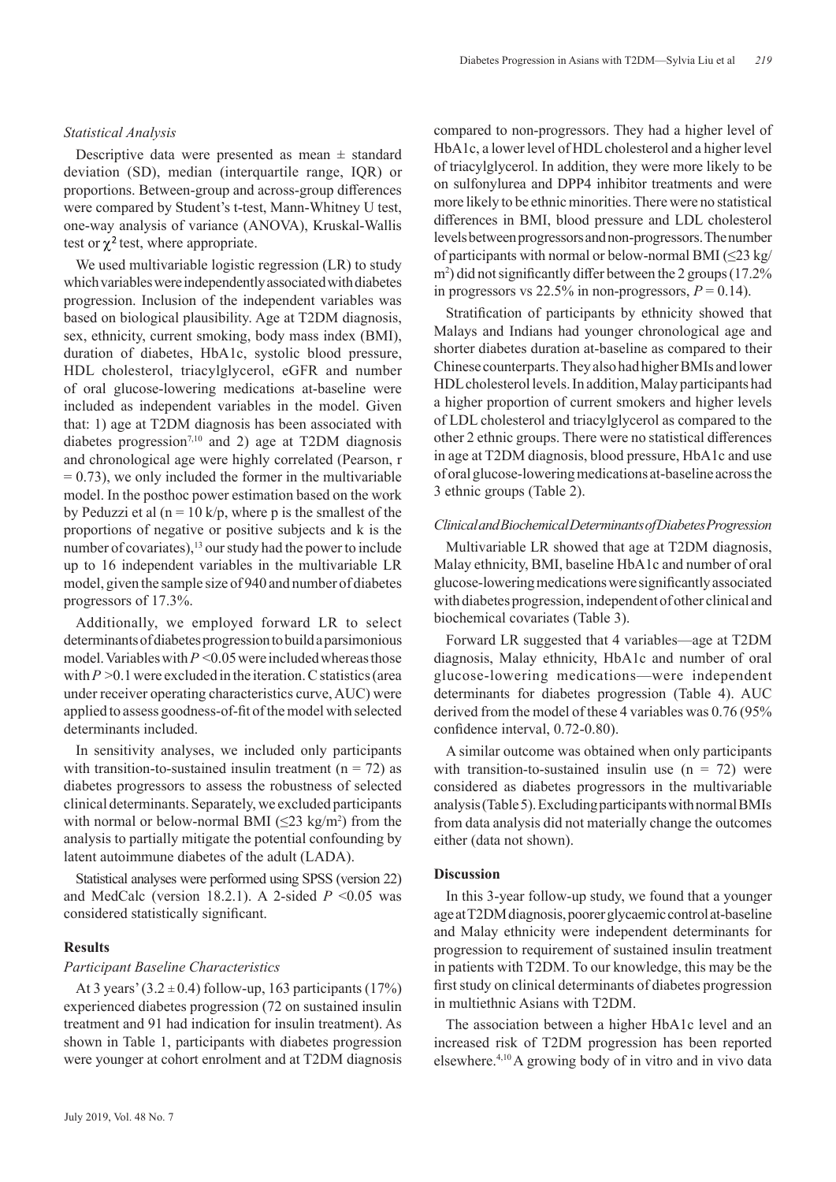### *Statistical Analysis*

Descriptive data were presented as mean ± standard deviation (SD), median (interquartile range, IQR) or proportions. Between-group and across-group differences were compared by Student's t-test, Mann-Whitney U test, one-way analysis of variance (ANOVA), Kruskal-Wallis test or $\chi^2$ test, where appropriate.

We used multivariable logistic regression (LR) to study which variables were independently associated with diabetes progression. Inclusion of the independent variables was based on biological plausibility. Age at T2DM diagnosis, sex, ethnicity, current smoking, body mass index (BMI), duration of diabetes, HbA1c, systolic blood pressure, HDL cholesterol, triacylglycerol, eGFR and number of oral glucose-lowering medications at-baseline were included as independent variables in the model. Given that: 1) age at T2DM diagnosis has been associated with diabetes progression[7,10] and 2) age at T2DM diagnosis and chronological age were highly correlated (Pearson, r = 0.73), we only included the former in the multivariable model. In the posthoc power estimation based on the work by Peduzzi et al (n = 10 k/p, where p is the smallest of the proportions of negative or positive subjects and k is the number of covariates),[13] our study had the power to include up to 16 independent variables in the multivariable LR model, given the sample size of 940 and number of diabetes progressors of 17.3%.

Additionally, we employed forward LR to select determinants of diabetes progression to build a parsimonious model. Variables with $P$ <0.05 were included whereas those with $P$ >0.1 were excluded in the iteration. C statistics (area under receiver operating characteristics curve, AUC) were applied to assess goodness-of-fit of the model with selected determinants included.

In sensitivity analyses, we included only participants with transition-to-sustained insulin treatment (n = 72) as diabetes progressors to assess the robustness of selected clinical determinants. Separately, we excluded participants with normal or below-normal BMI (≤23 kg/m$^2$) from the analysis to partially mitigate the potential confounding by latent autoimmune diabetes of the adult (LADA).

Statistical analyses were performed using SPSS (version 22) and MedCalc (version 18.2.1). A 2-sided $P$ <0.05 was considered statistically significant.

## Results

### *Participant Baseline Characteristics*

At 3 years' (3.2 ± 0.4) follow-up, 163 participants (17%) experienced diabetes progression (72 on sustained insulin treatment and 91 had indication for insulin treatment). As shown in Table 1, participants with diabetes progression were younger at cohort enrolment and at T2DM diagnosis compared to non-progressors. They had a higher level of HbA1c, a lower level of HDL cholesterol and a higher level of triacylglycerol. In addition, they were more likely to be on sulfonylurea and DPP4 inhibitor treatments and were more likely to be ethnic minorities. There were no statistical differences in BMI, blood pressure and LDL cholesterol levels between progressors and non-progressors. The number of participants with normal or below-normal BMI (≤23 kg/m$^2$) did not significantly differ between the 2 groups (17.2% in progressors vs 22.5% in non-progressors, $P$ = 0.14).

Stratification of participants by ethnicity showed that Malays and Indians had younger chronological age and shorter diabetes duration at-baseline as compared to their Chinese counterparts. They also had higher BMIs and lower HDL cholesterol levels. In addition, Malay participants had a higher proportion of current smokers and higher levels of LDL cholesterol and triacylglycerol as compared to the other 2 ethnic groups. There were no statistical differences in age at T2DM diagnosis, blood pressure, HbA1c and use of oral glucose-lowering medications at-baseline across the 3 ethnic groups (Table 2).

### *Clinical and Biochemical Determinants of Diabetes Progression*

Multivariable LR showed that age at T2DM diagnosis, Malay ethnicity, BMI, baseline HbA1c and number of oral glucose-lowering medications were significantly associated with diabetes progression, independent of other clinical and biochemical covariates (Table 3).

Forward LR suggested that 4 variables—age at T2DM diagnosis, Malay ethnicity, HbA1c and number of oral glucose-lowering medications—were independent determinants for diabetes progression (Table 4). AUC derived from the model of these 4 variables was 0.76 (95% confidence interval, 0.72-0.80).

A similar outcome was obtained when only participants with transition-to-sustained insulin use (n = 72) were considered as diabetes progressors in the multivariable analysis (Table 5). Excluding participants with normal BMIs from data analysis did not materially change the outcomes either (data not shown).

## Discussion

In this 3-year follow-up study, we found that a younger age at T2DM diagnosis, poorer glycaemic control at-baseline and Malay ethnicity were independent determinants for progression to requirement of sustained insulin treatment in patients with T2DM. To our knowledge, this may be the first study on clinical determinants of diabetes progression in multiethnic Asians with T2DM.

The association between a higher HbA1c level and an increased risk of T2DM progression has been reported elsewhere.[4,10] A growing body of in vitro and in vivo data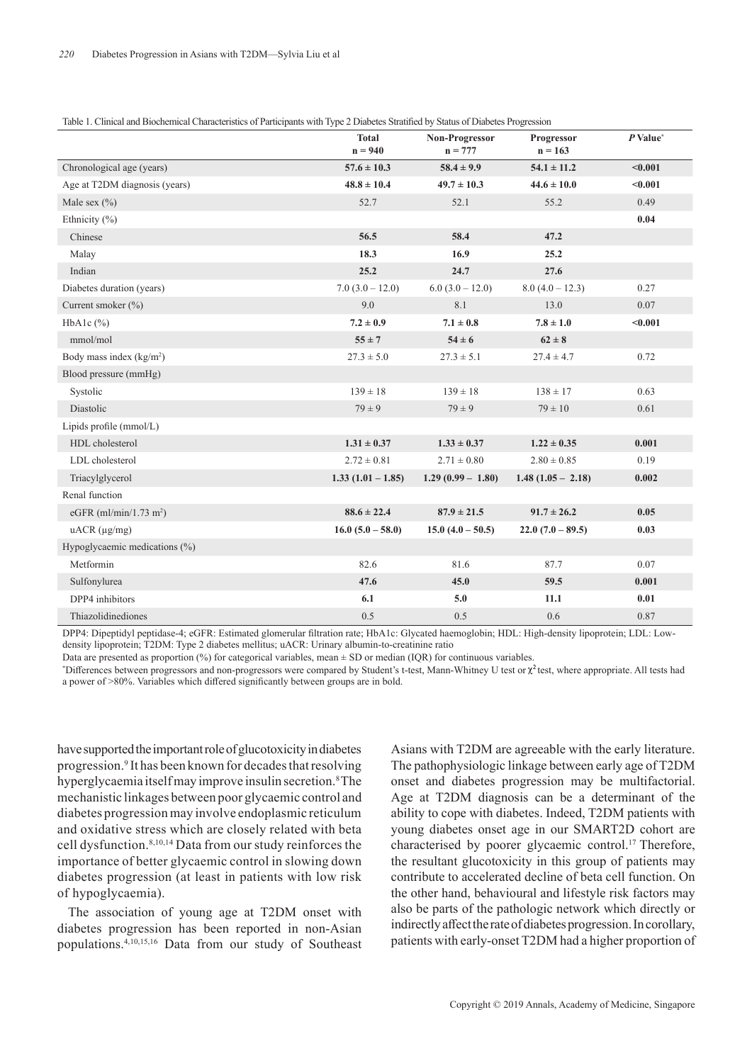Table 1. Clinical and Biochemical Characteristics of Participants with Type 2 Diabetes Stratified by Status of Diabetes Progression

| | Total n = 940 | Non-Progressor n = 777 | Progressor n = 163 | *P* Value* |
|---|---|---|---|---|
| Chronological age (years) | **57.6 ± 10.3** | **58.4 ± 9.9** | **54.1 ± 11.2** | **<0.001** |
| Age at T2DM diagnosis (years) | **48.8 ± 10.4** | **49.7 ± 10.3** | **44.6 ± 10.0** | **<0.001** |
| Male sex (%) | 52.7 | 52.1 | 55.2 | 0.49 |
| Ethnicity (%) | | | | **0.04** |
| Chinese | **56.5** | **58.4** | **47.2** | |
| Malay | **18.3** | **16.9** | **25.2** | |
| Indian | **25.2** | **24.7** | **27.6** | |
| Diabetes duration (years) | 7.0 (3.0 – 12.0) | 6.0 (3.0 – 12.0) | 8.0 (4.0 – 12.3) | 0.27 |
| Current smoker (%) | 9.0 | 8.1 | 13.0 | 0.07 |
| HbA1c (%) | **7.2 ± 0.9** | **7.1 ± 0.8** | **7.8 ± 1.0** | **<0.001** |
| mmol/mol | **55 ± 7** | **54 ± 6** | **62 ± 8** | |
| Body mass index (kg/m²) | 27.3 ± 5.0 | 27.3 ± 5.1 | 27.4 ± 4.7 | 0.72 |
| Blood pressure (mmHg) | | | | |
| Systolic | 139 ± 18 | 139 ± 18 | 138 ± 17 | 0.63 |
| Diastolic | 79 ± 9 | 79 ± 9 | 79 ± 10 | 0.61 |
| Lipids profile (mmol/L) | | | | |
| HDL cholesterol | **1.31 ± 0.37** | **1.33 ± 0.37** | **1.22 ± 0.35** | **0.001** |
| LDL cholesterol | 2.72 ± 0.81 | 2.71 ± 0.80 | 2.80 ± 0.85 | 0.19 |
| Triacylglycerol | **1.33 (1.01 – 1.85)** | **1.29 (0.99 – 1.80)** | **1.48 (1.05 – 2.18)** | **0.002** |
| Renal function | | | | |
| eGFR (ml/min/1.73 m²) | **88.6 ± 22.4** | **87.9 ± 21.5** | **91.7 ± 26.2** | **0.05** |
| uACR (µg/mg) | **16.0 (5.0 – 58.0)** | **15.0 (4.0 – 50.5)** | **22.0 (7.0 – 89.5)** | **0.03** |
| Hypoglycaemic medications (%) | | | | |
| Metformin | 82.6 | 81.6 | 87.7 | 0.07 |
| Sulfonylurea | **47.6** | **45.0** | **59.5** | **0.001** |
| DPP4 inhibitors | **6.1** | **5.0** | **11.1** | **0.01** |
| Thiazolidinediones | 0.5 | 0.5 | 0.6 | 0.87 |

DPP4: Dipeptidyl peptidase-4; eGFR: Estimated glomerular filtration rate; HbA1c: Glycated haemoglobin; HDL: High-density lipoprotein; LDL: Low-density lipoprotein; T2DM: Type 2 diabetes mellitus; uACR: Urinary albumin-to-creatinine ratio

Data are presented as proportion (%) for categorical variables, mean ± SD or median (IQR) for continuous variables.

*Differences between progressors and non-progressors were compared by Student's t-test, Mann-Whitney U test or $\chi^2$ test, where appropriate. All tests had a power of >80%. Variables which differed significantly between groups are in bold.

have supported the important role of glucotoxicity in diabetes progression.[9] It has been known for decades that resolving hyperglycaemia itself may improve insulin secretion.[8] The mechanistic linkages between poor glycaemic control and diabetes progression may involve endoplasmic reticulum and oxidative stress which are closely related with beta cell dysfunction.[8,10,14] Data from our study reinforces the importance of better glycaemic control in slowing down diabetes progression (at least in patients with low risk of hypoglycaemia).

The association of young age at T2DM onset with diabetes progression has been reported in non-Asian populations.[4,10,15,16] Data from our study of Southeast Asians with T2DM are agreeable with the early literature. The pathophysiologic linkage between early age of T2DM onset and diabetes progression may be multifactorial. Age at T2DM diagnosis can be a determinant of the ability to cope with diabetes. Indeed, T2DM patients with young diabetes onset age in our SMART2D cohort are characterised by poorer glycaemic control.[17] Therefore, the resultant glucotoxicity in this group of patients may contribute to accelerated decline of beta cell function. On the other hand, behavioural and lifestyle risk factors may also be parts of the pathologic network which directly or indirectly affect the rate of diabetes progression. In corollary, patients with early-onset T2DM had a higher proportion of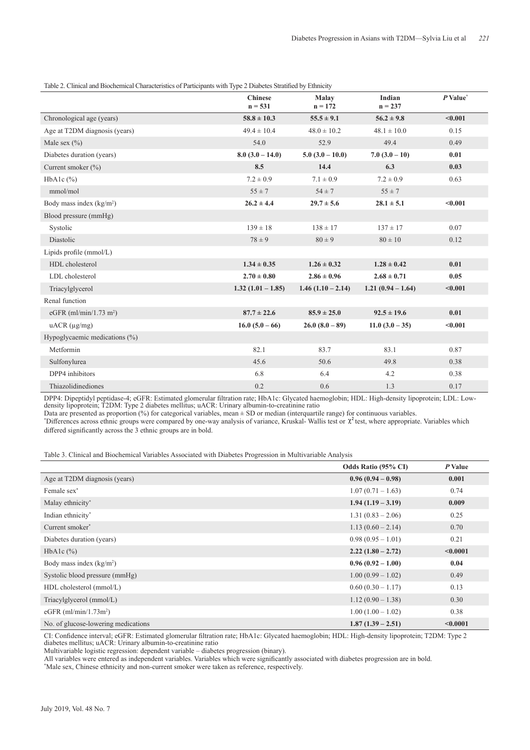Table 2. Clinical and Biochemical Characteristics of Participants with Type 2 Diabetes Stratified by Ethnicity

| | Chinese n = 531 | Malay n = 172 | Indian n = 237 | *P* Value* |
|---|---|---|---|---|
| Chronological age (years) | **58.8 ± 10.3** | **55.5 ± 9.1** | **56.2 ± 9.8** | **<0.001** |
| Age at T2DM diagnosis (years) | 49.4 ± 10.4 | 48.0 ± 10.2 | 48.1 ± 10.0 | 0.15 |
| Male sex (%) | 54.0 | 52.9 | 49.4 | 0.49 |
| Diabetes duration (years) | **8.0 (3.0 – 14.0)** | **5.0 (3.0 – 10.0)** | **7.0 (3.0 – 10)** | **0.01** |
| Current smoker (%) | **8.5** | **14.4** | **6.3** | **0.03** |
| HbA1c (%) | 7.2 ± 0.9 | 7.1 ± 0.9 | 7.2 ± 0.9 | 0.63 |
| mmol/mol | 55 ± 7 | 54 ± 7 | 55 ± 7 | |
| Body mass index (kg/m$^2$) | **26.2 ± 4.4** | **29.7 ± 5.6** | **28.1 ± 5.1** | **<0.001** |
| Blood pressure (mmHg) | | | | |
| Systolic | 139 ± 18 | 138 ± 17 | 137 ± 17 | 0.07 |
| Diastolic | 78 ± 9 | 80 ± 9 | 80 ± 10 | 0.12 |
| Lipids profile (mmol/L) | | | | |
| HDL cholesterol | **1.34 ± 0.35** | **1.26 ± 0.32** | **1.28 ± 0.42** | **0.01** |
| LDL cholesterol | **2.70 ± 0.80** | **2.86 ± 0.96** | **2.68 ± 0.71** | **0.05** |
| Triacylglycerol | **1.32 (1.01 – 1.85)** | **1.46 (1.10 – 2.14)** | **1.21 (0.94 – 1.64)** | **<0.001** |
| Renal function | | | | |
| eGFR (ml/min/1.73 m$^2$) | **87.7 ± 22.6** | **85.9 ± 25.0** | **92.5 ± 19.6** | **0.01** |
| uACR (µg/mg) | **16.0 (5.0 – 66)** | **26.0 (8.0 – 89)** | **11.0 (3.0 – 35)** | **<0.001** |
| Hypoglycaemic medications (%) | | | | |
| Metformin | 82.1 | 83.7 | 83.1 | 0.87 |
| Sulfonylurea | 45.6 | 50.6 | 49.8 | 0.38 |
| DPP4 inhibitors | 6.8 | 6.4 | 4.2 | 0.38 |
| Thiazolidinediones | 0.2 | 0.6 | 1.3 | 0.17 |

DPP4: Dipeptidyl peptidase-4; eGFR: Estimated glomerular filtration rate; HbA1c: Glycated haemoglobin; HDL: High-density lipoprotein; LDL: Low-density lipoprotein; T2DM: Type 2 diabetes mellitus; uACR: Urinary albumin-to-creatinine ratio

Data are presented as proportion (%) for categorical variables, mean ± SD or median (interquartile range) for continuous variables.

*Differences across ethnic groups were compared by one-way analysis of variance, Kruskal- Wallis test or $\chi^2$ test, where appropriate. Variables which differed significantly across the 3 ethnic groups are in bold.

Table 3. Clinical and Biochemical Variables Associated with Diabetes Progression in Multivariable Analysis

| | Odds Ratio (95% CI) | *P* Value |
|---|---|---|
| Age at T2DM diagnosis (years) | **0.96 (0.94 – 0.98)** | **0.001** |
| Female sex* | 1.07 (0.71 – 1.63) | 0.74 |
| Malay ethnicity* | **1.94 (1.19 – 3.19)** | **0.009** |
| Indian ethnicity* | 1.31 (0.83 – 2.06) | 0.25 |
| Current smoker* | 1.13 (0.60 – 2.14) | 0.70 |
| Diabetes duration (years) | 0.98 (0.95 – 1.01) | 0.21 |
| HbA1c (%) | **2.22 (1.80 – 2.72)** | **<0.0001** |
| Body mass index (kg/m$^2$) | **0.96 (0.92 – 1.00)** | **0.04** |
| Systolic blood pressure (mmHg) | 1.00 (0.99 – 1.02) | 0.49 |
| HDL cholesterol (mmol/L) | 0.60 (0.30 – 1.17) | 0.13 |
| Triacylglycerol (mmol/L) | 1.12 (0.90 – 1.38) | 0.30 |
| eGFR (ml/min/1.73m$^2$) | 1.00 (1.00 – 1.02) | 0.38 |
| No. of glucose-lowering medications | **1.87 (1.39 – 2.51)** | **<0.0001** |

CI: Confidence interval; eGFR: Estimated glomerular filtration rate; HbA1c: Glycated haemoglobin; HDL: High-density lipoprotein; T2DM: Type 2 diabetes mellitus; uACR: Urinary albumin-to-creatinine ratio

Multivariable logistic regression: dependent variable – diabetes progression (binary).

All variables were entered as independent variables. Variables which were significantly associated with diabetes progression are in bold.

*Male sex, Chinese ethnicity and non-current smoker were taken as reference, respectively.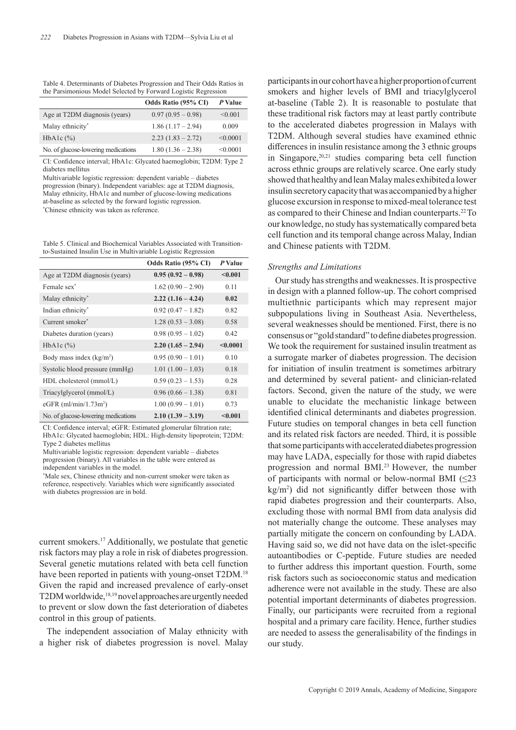Table 4. Determinants of Diabetes Progression and Their Odds Ratios in the Parsimonious Model Selected by Forward Logistic Regression

| | Odds Ratio (95% CI) | *P* Value |
|---|---|---|
| Age at T2DM diagnosis (years) | 0.97 (0.95 – 0.98) | <0.001 |
| Malay ethnicity* | 1.86 (1.17 – 2.94) | 0.009 |
| HbA1c (%) | 2.23 (1.83 – 2.72) | <0.0001 |
| No. of glucose-lowering medications | 1.80 (1.36 – 2.38) | <0.0001 |

CI: Confidence interval; HbA1c: Glycated haemoglobin; T2DM: Type 2 diabetes mellitus

Multivariable logistic regression: dependent variable – diabetes progression (binary). Independent variables: age at T2DM diagnosis, Malay ethnicity, HbA1c and number of glucose-lowing medications at-baseline as selected by the forward logistic regression.

*Chinese ethnicity was taken as reference.

Table 5. Clinical and Biochemical Variables Associated with Transition-to-Sustained Insulin Use in Multivariable Logistic Regression

| | Odds Ratio (95% CI) | *P* Value |
|---|---|---|
| Age at T2DM diagnosis (years) | **0.95 (0.92 – 0.98)** | **<0.001** |
| Female sex* | 1.62 (0.90 – 2.90) | 0.11 |
| Malay ethnicity* | **2.22 (1.16 – 4.24)** | **0.02** |
| Indian ethnicity* | 0.92 (0.47 – 1.82) | 0.82 |
| Current smoker* | 1.28 (0.53 – 3.08) | 0.58 |
| Diabetes duration (years) | 0.98 (0.95 – 1.02) | 0.42 |
| HbA1c (%) | **2.20 (1.65 – 2.94)** | **<0.0001** |
| Body mass index (kg/m$^2$) | 0.95 (0.90 – 1.01) | 0.10 |
| Systolic blood pressure (mmHg) | 1.01 (1.00 – 1.03) | 0.18 |
| HDL cholesterol (mmol/L) | 0.59 (0.23 – 1.53) | 0.28 |
| Triacylglycerol (mmol/L) | 0.96 (0.66 – 1.38) | 0.81 |
| eGFR (ml/min/1.73m$^2$) | 1.00 (0.99 – 1.01) | 0.73 |
| No. of glucose-lowering medications | **2.10 (1.39 – 3.19)** | **<0.001** |

CI: Confidence interval; eGFR: Estimated glomerular filtration rate; HbA1c: Glycated haemoglobin; HDL: High-density lipoprotein; T2DM: Type 2 diabetes mellitus

Multivariable logistic regression: dependent variable – diabetes progression (binary). All variables in the table were entered as independent variables in the model.

*Male sex, Chinese ethnicity and non-current smoker were taken as reference, respectively. Variables which were significantly associated with diabetes progression are in bold.

current smokers.[17] Additionally, we postulate that genetic risk factors may play a role in risk of diabetes progression. Several genetic mutations related with beta cell function have been reported in patients with young-onset T2DM.[18] Given the rapid and increased prevalence of early-onset T2DM worldwide,[18,19] novel approaches are urgently needed to prevent or slow down the fast deterioration of diabetes control in this group of patients.

The independent association of Malay ethnicity with a higher risk of diabetes progression is novel. Malay participants in our cohort have a higher proportion of current smokers and higher levels of BMI and triacylglycerol at-baseline (Table 2). It is reasonable to postulate that these traditional risk factors may at least partly contribute to the accelerated diabetes progression in Malays with T2DM. Although several studies have examined ethnic differences in insulin resistance among the 3 ethnic groups in Singapore,[20,21] studies comparing beta cell function across ethnic groups are relatively scarce. One early study showed that healthy and lean Malay males exhibited a lower insulin secretory capacity that was accompanied by a higher glucose excursion in response to mixed-meal tolerance test as compared to their Chinese and Indian counterparts.[22] To our knowledge, no study has systematically compared beta cell function and its temporal change across Malay, Indian and Chinese patients with T2DM.

### *Strengths and Limitations*

Our study has strengths and weaknesses. It is prospective in design with a planned follow-up. The cohort comprised multiethnic participants which may represent major subpopulations living in Southeast Asia. Nevertheless, several weaknesses should be mentioned. First, there is no consensus or "gold standard" to define diabetes progression. We took the requirement for sustained insulin treatment as a surrogate marker of diabetes progression. The decision for initiation of insulin treatment is sometimes arbitrary and determined by several patient- and clinician-related factors. Second, given the nature of the study, we were unable to elucidate the mechanistic linkage between identified clinical determinants and diabetes progression. Future studies on temporal changes in beta cell function and its related risk factors are needed. Third, it is possible that some participants with accelerated diabetes progression may have LADA, especially for those with rapid diabetes progression and normal BMI.[23] However, the number of participants with normal or below-normal BMI (≤23 kg/m$^2$) did not significantly differ between those with rapid diabetes progression and their counterparts. Also, excluding those with normal BMI from data analysis did not materially change the outcome. These analyses may partially mitigate the concern on confounding by LADA. Having said so, we did not have data on the islet-specific autoantibodies or C-peptide. Future studies are needed to further address this important question. Fourth, some risk factors such as socioeconomic status and medication adherence were not available in the study. These are also potential important determinants of diabetes progression. Finally, our participants were recruited from a regional hospital and a primary care facility. Hence, further studies are needed to assess the generalisability of the findings in our study.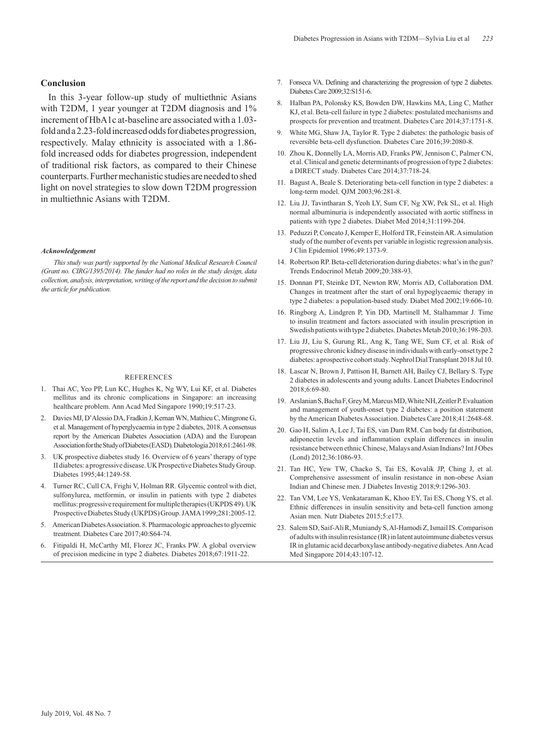## Conclusion

In this 3-year follow-up study of multiethnic Asians with T2DM, 1 year younger at T2DM diagnosis and 1% increment of HbA1c at-baseline are associated with a 1.03-fold and a 2.23-fold increased odds for diabetes progression, respectively. Malay ethnicity is associated with a 1.86-fold increased odds for diabetes progression, independent of traditional risk factors, as compared to their Chinese counterparts. Further mechanistic studies are needed to shed light on novel strategies to slow down T2DM progression in multiethnic Asians with T2DM.

### *Acknowledgement*

*This study was partly supported by the National Medical Research Council (Grant no. CIRG/1395/2014). The funder had no roles in the study design, data collection, analysis, interpretation, writing of the report and the decision to submit the article for publication.*

## REFERENCES

1. Thai AC, Yeo PP, Lun KC, Hughes K, Ng WY, Lui KF, et al. Diabetes mellitus and its chronic complications in Singapore: an increasing healthcare problem. Ann Acad Med Singapore 1990;19:517-23.
2. Davies MJ, D'Alessio DA, Fradkin J, Kernan WN, Mathieu C, Mingrone G, et al. Management of hyperglycaemia in type 2 diabetes, 2018. A consensus report by the American Diabetes Association (ADA) and the European Association for the Study of Diabetes (EASD). Diabetologia 2018;61:2461-98.
3. UK prospective diabetes study 16. Overview of 6 years' therapy of type II diabetes: a progressive disease. UK Prospective Diabetes Study Group. Diabetes 1995;44:1249-58.
4. Turner RC, Cull CA, Frighi V, Holman RR. Glycemic control with diet, sulfonylurea, metformin, or insulin in patients with type 2 diabetes mellitus: progressive requirement for multiple therapies (UKPDS 49). UK Prospective Diabetes Study (UKPDS) Group. JAMA 1999;281:2005-12.
5. American Diabetes Association. 8. Pharmacologic approaches to glycemic treatment. Diabetes Care 2017;40:S64-74.
6. Fitipaldi H, McCarthy MI, Florez JC, Franks PW. A global overview of precision medicine in type 2 diabetes. Diabetes 2018;67:1911-22.
7. Fonseca VA. Defining and characterizing the progression of type 2 diabetes. Diabetes Care 2009;32:S151-6.
8. Halban PA, Polonsky KS, Bowden DW, Hawkins MA, Ling C, Mather KJ, et al. Beta-cell failure in type 2 diabetes: postulated mechanisms and prospects for prevention and treatment. Diabetes Care 2014;37:1751-8.
9. White MG, Shaw JA, Taylor R. Type 2 diabetes: the pathologic basis of reversible beta-cell dysfunction. Diabetes Care 2016;39:2080-8.
10. Zhou K, Donnelly LA, Morris AD, Franks PW, Jennison C, Palmer CN, et al. Clinical and genetic determinants of progression of type 2 diabetes: a DIRECT study. Diabetes Care 2014;37:718-24.
11. Bagust A, Beale S. Deteriorating beta-cell function in type 2 diabetes: a long-term model. QJM 2003;96:281-8.
12. Liu JJ, Tavintharan S, Yeoh LY, Sum CF, Ng XW, Pek SL, et al. High normal albuminuria is independently associated with aortic stiffness in patients with type 2 diabetes. Diabet Med 2014;31:1199-204.
13. Peduzzi P, Concato J, Kemper E, Holford TR, Feinstein AR. A simulation study of the number of events per variable in logistic regression analysis. J Clin Epidemiol 1996;49:1373-9.
14. Robertson RP. Beta-cell deterioration during diabetes: what's in the gun? Trends Endocrinol Metab 2009;20:388-93.
15. Donnan PT, Steinke DT, Newton RW, Morris AD, Collaboration DM. Changes in treatment after the start of oral hypoglycaemic therapy in type 2 diabetes: a population-based study. Diabet Med 2002;19:606-10.
16. Ringborg A, Lindgren P, Yin DD, Martinell M, Stalhammar J. Time to insulin treatment and factors associated with insulin prescription in Swedish patients with type 2 diabetes. Diabetes Metab 2010;36:198-203.
17. Liu JJ, Liu S, Gurung RL, Ang K, Tang WE, Sum CF, et al. Risk of progressive chronic kidney disease in individuals with early-onset type 2 diabetes: a prospective cohort study. Nephrol Dial Transplant 2018 Jul 10.
18. Lascar N, Brown J, Pattison H, Barnett AH, Bailey CJ, Bellary S. Type 2 diabetes in adolescents and young adults. Lancet Diabetes Endocrinol 2018;6:69-80.
19. Arslanian S, Bacha F, Grey M, Marcus MD, White NH, Zeitler P. Evaluation and management of youth-onset type 2 diabetes: a position statement by the American Diabetes Association. Diabetes Care 2018;41:2648-68.
20. Gao H, Salim A, Lee J, Tai ES, van Dam RM. Can body fat distribution, adiponectin levels and inflammation explain differences in insulin resistance between ethnic Chinese, Malays and Asian Indians? Int J Obes (Lond) 2012;36:1086-93.
21. Tan HC, Yew TW, Chacko S, Tai ES, Kovalik JP, Ching J, et al. Comprehensive assessment of insulin resistance in non-obese Asian Indian and Chinese men. J Diabetes Investig 2018;9:1296-303.
22. Tan VM, Lee YS, Venkataraman K, Khoo EY, Tai ES, Chong YS, et al. Ethnic differences in insulin sensitivity and beta-cell function among Asian men. Nutr Diabetes 2015;5:e173.
23. Salem SD, Saif-Ali R, Muniandy S, Al-Hamodi Z, Ismail IS. Comparison of adults with insulin resistance (IR) in latent autoimmune diabetes versus IR in glutamic acid decarboxylase antibody-negative diabetes. Ann Acad Med Singapore 2014;43:107-12.